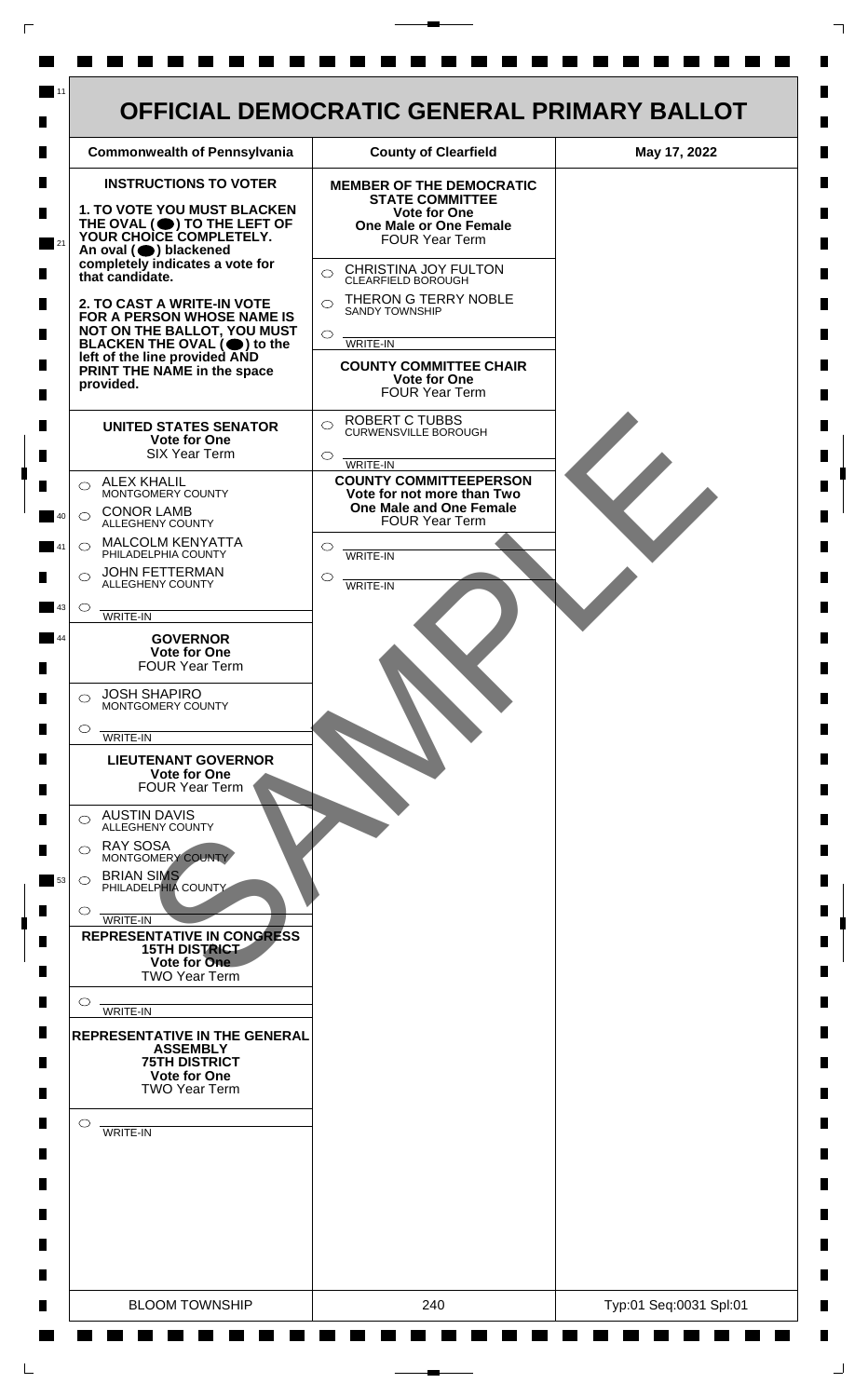# OFFICIAL DEMOCRATIC GENERAL PRIMARY BALLOT

| Commonwealth of Pennsylvania | County of Clearfield | May 17, 2022 |
| --- | --- | --- |

**INSTRUCTIONS TO VOTER**

**1. TO VOTE YOU MUST BLACKEN THE OVAL (⬬) TO THE LEFT OF YOUR CHOICE COMPLETELY.** An oval (⬬) blackened completely indicates a vote for that candidate.

**2. TO CAST A WRITE-IN VOTE FOR A PERSON WHOSE NAME IS NOT ON THE BALLOT, YOU MUST BLACKEN THE OVAL (⬬) to the left of the line provided AND PRINT THE NAME in the space provided.**

## UNITED STATES SENATOR
**Vote for One**
SIX Year Term

- ALEX KHALIL — MONTGOMERY COUNTY
- CONOR LAMB — ALLEGHENY COUNTY
- MALCOLM KENYATTA — PHILADELPHIA COUNTY
- JOHN FETTERMAN — ALLEGHENY COUNTY
- WRITE-IN

## GOVERNOR
**Vote for One**
FOUR Year Term

- JOSH SHAPIRO — MONTGOMERY COUNTY
- WRITE-IN

## LIEUTENANT GOVERNOR
**Vote for One**
FOUR Year Term

- AUSTIN DAVIS — ALLEGHENY COUNTY
- RAY SOSA — MONTGOMERY COUNTY
- BRIAN SIMS — PHILADELPHIA COUNTY
- WRITE-IN

## REPRESENTATIVE IN CONGRESS
**15TH DISTRICT**
**Vote for One**
TWO Year Term

- WRITE-IN

## REPRESENTATIVE IN THE GENERAL ASSEMBLY
**75TH DISTRICT**
**Vote for One**
TWO Year Term

- WRITE-IN

## MEMBER OF THE DEMOCRATIC STATE COMMITTEE
**Vote for One**
**One Male or One Female**
FOUR Year Term

- CHRISTINA JOY FULTON — CLEARFIELD BOROUGH
- THERON G TERRY NOBLE — SANDY TOWNSHIP
- WRITE-IN

## COUNTY COMMITTEE CHAIR
**Vote for One**
FOUR Year Term

- ROBERT C TUBBS — CURWENSVILLE BOROUGH
- WRITE-IN

## COUNTY COMMITTEEPERSON
**Vote for not more than Two**
**One Male and One Female**
FOUR Year Term

- WRITE-IN
- WRITE-IN

SAMPLE

| BLOOM TOWNSHIP | 240 | Typ:01 Seq:0031 Spl:01 |
| --- | --- | --- |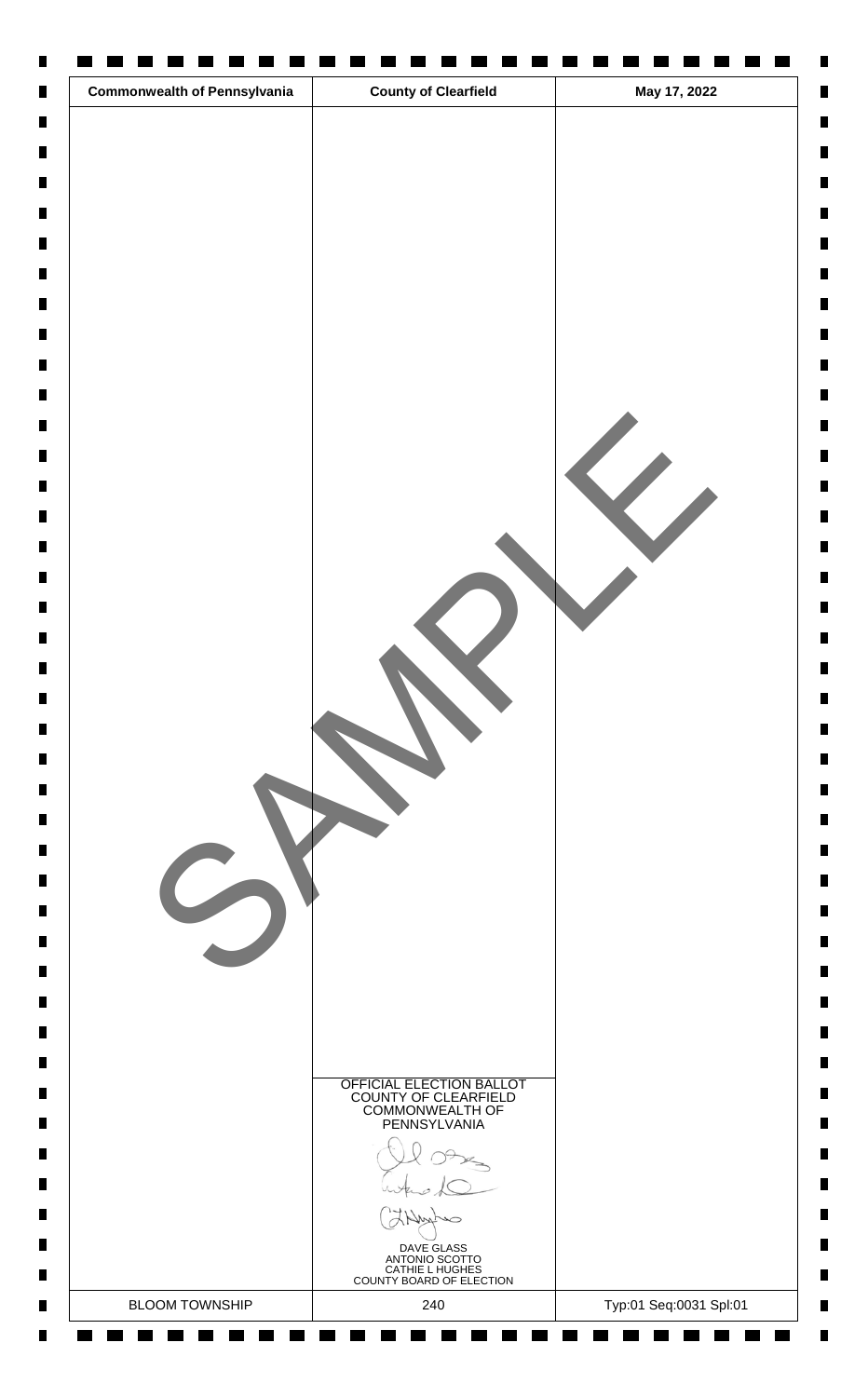| Commonwealth of Pennsylvania | County of Clearfield | May 17, 2022 |
| --- | --- | --- |
| | OFFICIAL ELECTION BALLOT<br>COUNTY OF CLEARFIELD<br>COMMONWEALTH OF PENNSYLVANIA<br><br>DAVE GLASS<br>ANTONIO SCOTTO<br>CATHIE L HUGHES<br>COUNTY BOARD OF ELECTION | |
| BLOOM TOWNSHIP | 240 | Typ:01 Seq:0031 Spl:01 |

SAMPLE